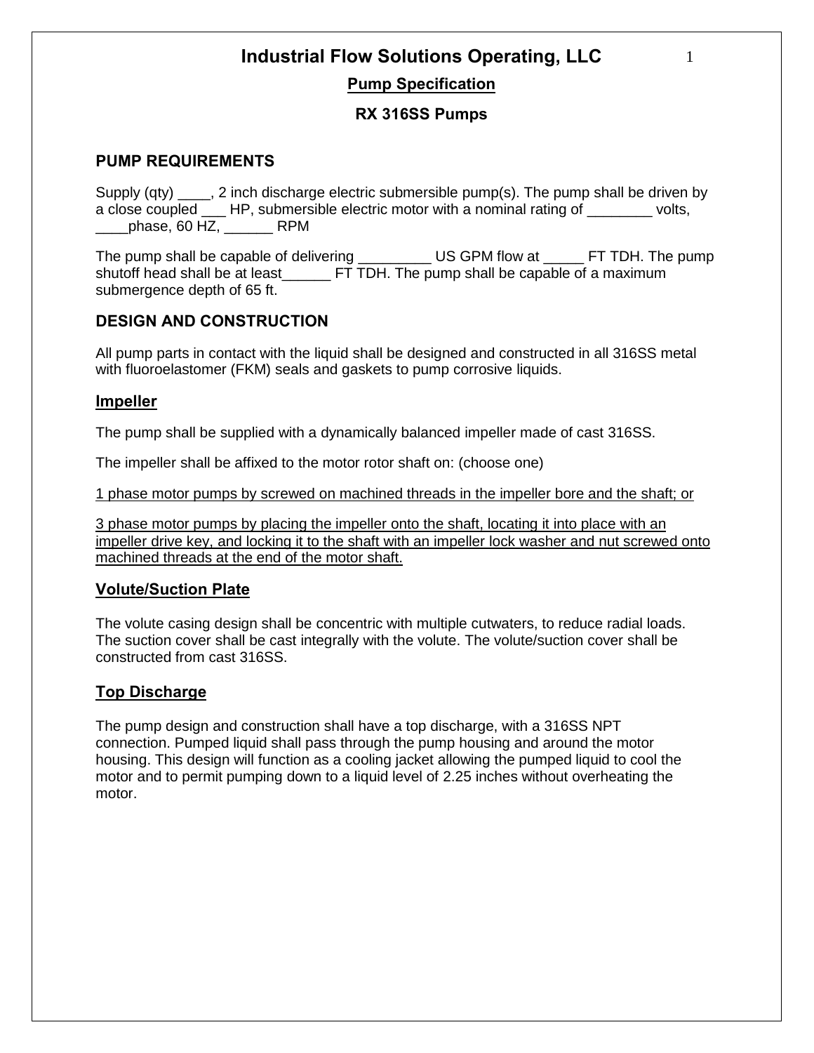# Industrial Flow Solutions Operating, LLC

## Pump Specification

## RX 316SS Pumps

### PUMP REQUIREMENTS

Supply (qty) ____, 2 inch discharge electric submersible pump(s). The pump shall be driven by a close coupled ___ HP, submersible electric motor with a nominal rating of ________ volts, ____phase, 60 HZ, ______ RPM

The pump shall be capable of delivering _________ US GPM flow at _____ FT TDH. The pump shutoff head shall be at least______ FT TDH. The pump shall be capable of a maximum submergence depth of 65 ft.

### DESIGN AND CONSTRUCTION

All pump parts in contact with the liquid shall be designed and constructed in all 316SS metal with fluoroelastomer (FKM) seals and gaskets to pump corrosive liquids.

#### Impeller

The pump shall be supplied with a dynamically balanced impeller made of cast 316SS.

The impeller shall be affixed to the motor rotor shaft on: (choose one)

1 phase motor pumps by screwed on machined threads in the impeller bore and the shaft; or

3 phase motor pumps by placing the impeller onto the shaft, locating it into place with an impeller drive key, and locking it to the shaft with an impeller lock washer and nut screwed onto machined threads at the end of the motor shaft.

#### Volute/Suction Plate

The volute casing design shall be concentric with multiple cutwaters, to reduce radial loads. The suction cover shall be cast integrally with the volute. The volute/suction cover shall be constructed from cast 316SS.

#### Top Discharge

The pump design and construction shall have a top discharge, with a 316SS NPT connection. Pumped liquid shall pass through the pump housing and around the motor housing. This design will function as a cooling jacket allowing the pumped liquid to cool the motor and to permit pumping down to a liquid level of 2.25 inches without overheating the motor.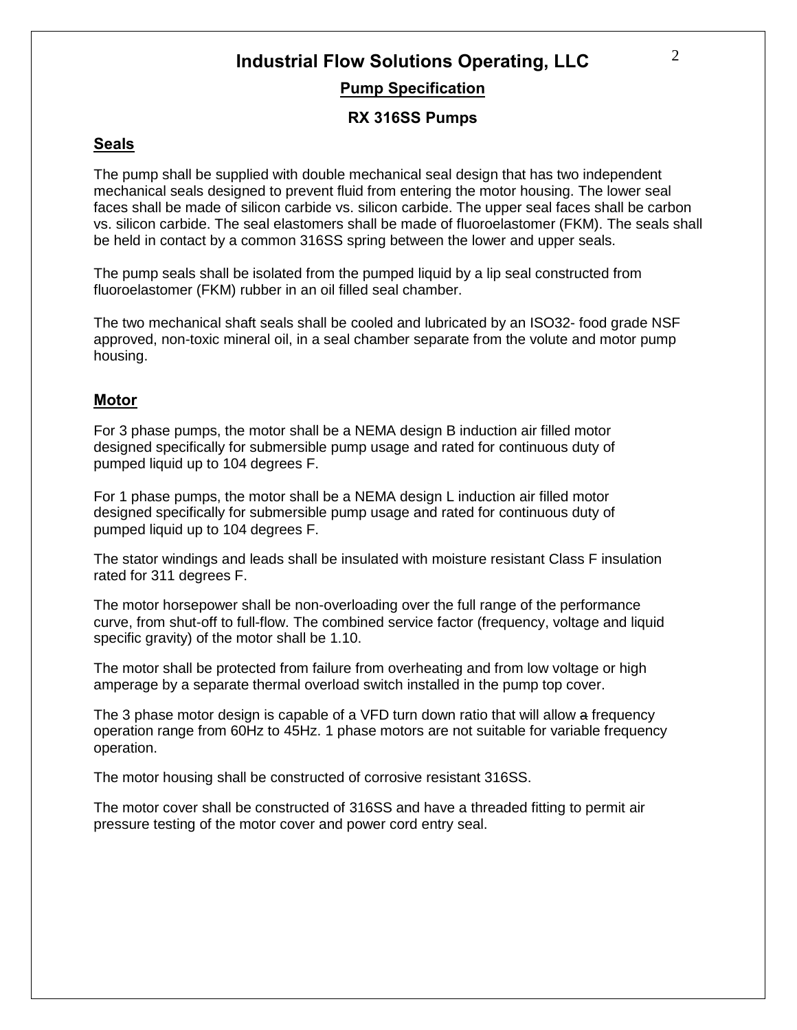## Seals

The pump shall be supplied with double mechanical seal design that has two independent mechanical seals designed to prevent fluid from entering the motor housing. The lower seal faces shall be made of silicon carbide vs. silicon carbide. The upper seal faces shall be carbon vs. silicon carbide. The seal elastomers shall be made of fluoroelastomer (FKM). The seals shall be held in contact by a common 316SS spring between the lower and upper seals.

The pump seals shall be isolated from the pumped liquid by a lip seal constructed from fluoroelastomer (FKM) rubber in an oil filled seal chamber.

The two mechanical shaft seals shall be cooled and lubricated by an ISO32- food grade NSF approved, non-toxic mineral oil, in a seal chamber separate from the volute and motor pump housing.

## Motor

For 3 phase pumps, the motor shall be a NEMA design B induction air filled motor designed specifically for submersible pump usage and rated for continuous duty of pumped liquid up to 104 degrees F.

For 1 phase pumps, the motor shall be a NEMA design L induction air filled motor designed specifically for submersible pump usage and rated for continuous duty of pumped liquid up to 104 degrees F.

The stator windings and leads shall be insulated with moisture resistant Class F insulation rated for 311 degrees F.

The motor horsepower shall be non-overloading over the full range of the performance curve, from shut-off to full-flow. The combined service factor (frequency, voltage and liquid specific gravity) of the motor shall be 1.10.

The motor shall be protected from failure from overheating and from low voltage or high amperage by a separate thermal overload switch installed in the pump top cover.

The 3 phase motor design is capable of a VFD turn down ratio that will allow ~~a~~ frequency operation range from 60Hz to 45Hz. 1 phase motors are not suitable for variable frequency operation.

The motor housing shall be constructed of corrosive resistant 316SS.

The motor cover shall be constructed of 316SS and have a threaded fitting to permit air pressure testing of the motor cover and power cord entry seal.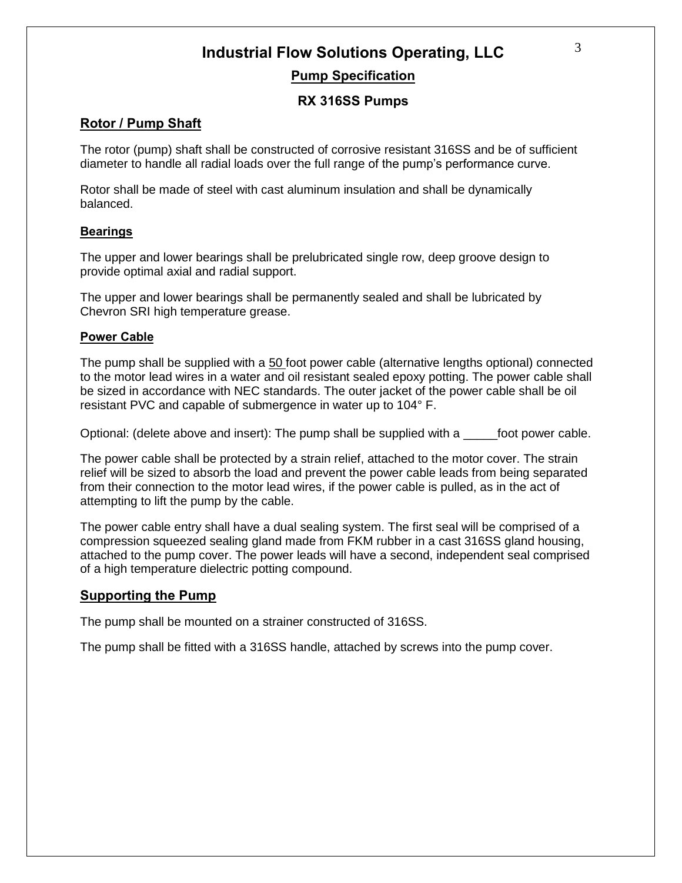# Industrial Flow Solutions Operating, LLC

## Pump Specification

## RX 316SS Pumps

### Rotor / Pump Shaft

The rotor (pump) shaft shall be constructed of corrosive resistant 316SS and be of sufficient diameter to handle all radial loads over the full range of the pump's performance curve.

Rotor shall be made of steel with cast aluminum insulation and shall be dynamically balanced.

#### Bearings

The upper and lower bearings shall be prelubricated single row, deep groove design to provide optimal axial and radial support.

The upper and lower bearings shall be permanently sealed and shall be lubricated by Chevron SRI high temperature grease.

#### Power Cable

The pump shall be supplied with a 50 foot power cable (alternative lengths optional) connected to the motor lead wires in a water and oil resistant sealed epoxy potting. The power cable shall be sized in accordance with NEC standards. The outer jacket of the power cable shall be oil resistant PVC and capable of submergence in water up to 104° F.

Optional: (delete above and insert): The pump shall be supplied with a _____foot power cable.

The power cable shall be protected by a strain relief, attached to the motor cover. The strain relief will be sized to absorb the load and prevent the power cable leads from being separated from their connection to the motor lead wires, if the power cable is pulled, as in the act of attempting to lift the pump by the cable.

The power cable entry shall have a dual sealing system. The first seal will be comprised of a compression squeezed sealing gland made from FKM rubber in a cast 316SS gland housing, attached to the pump cover. The power leads will have a second, independent seal comprised of a high temperature dielectric potting compound.

### Supporting the Pump

The pump shall be mounted on a strainer constructed of 316SS.

The pump shall be fitted with a 316SS handle, attached by screws into the pump cover.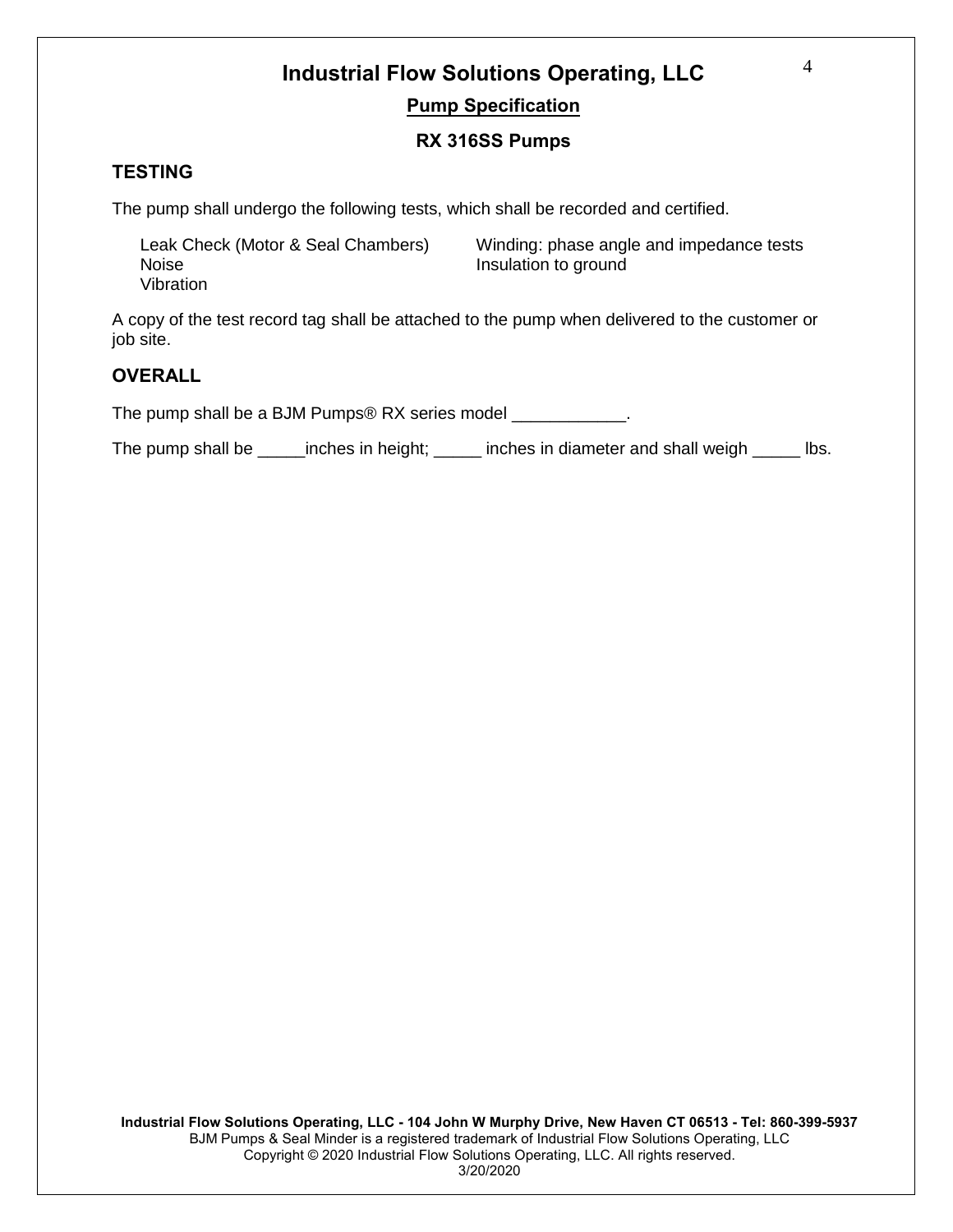## TESTING

The pump shall undergo the following tests, which shall be recorded and certified.

- Leak Check (Motor & Seal Chambers)
- Noise
- Vibration
- Winding: phase angle and impedance tests
- Insulation to ground

A copy of the test record tag shall be attached to the pump when delivered to the customer or job site.

## OVERALL

The pump shall be a BJM Pumps® RX series model ____________.

The pump shall be _____inches in height; _____ inches in diameter and shall weigh _____ lbs.